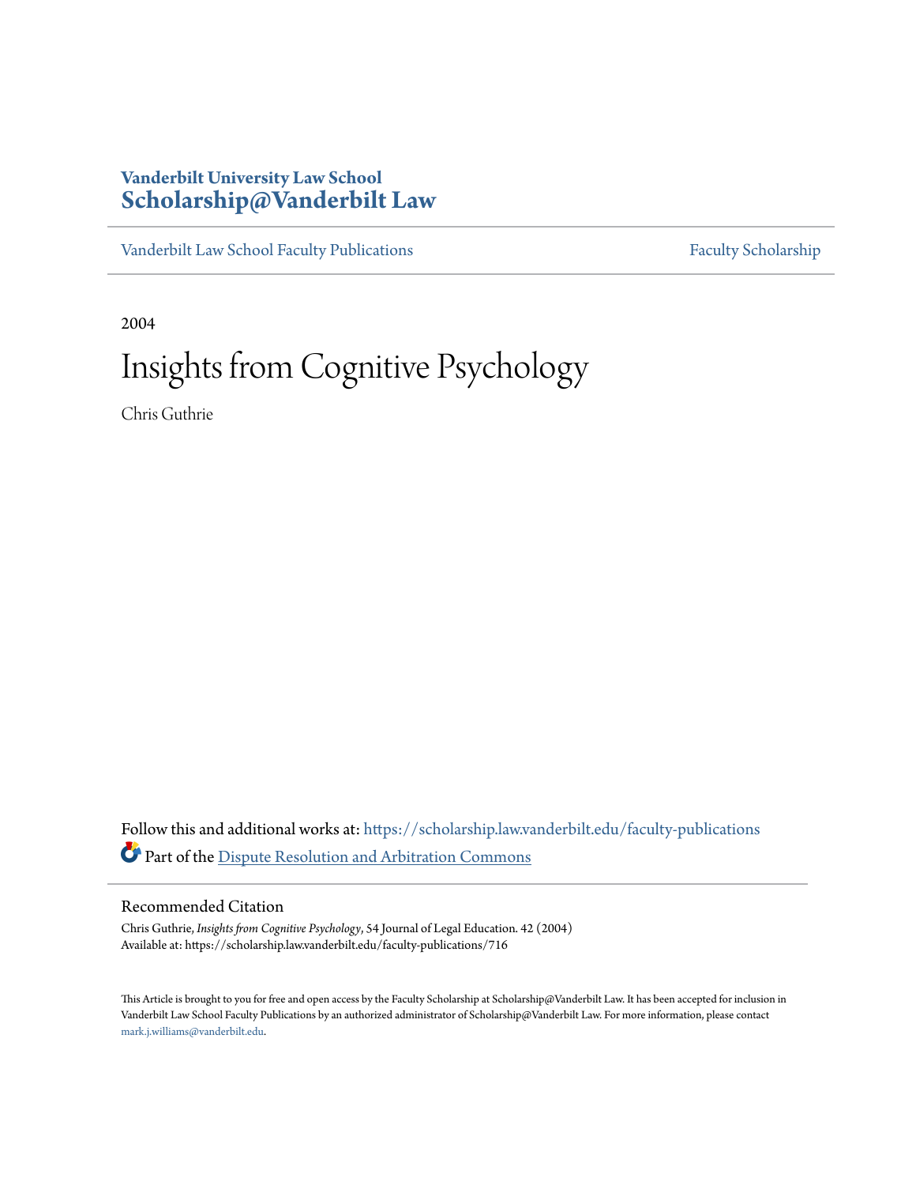# Vanderbilt University Law School
# Scholarship@Vanderbilt Law

Vanderbilt Law School Faculty Publications — Faculty Scholarship

2004

# Insights from Cognitive Psychology

Chris Guthrie

Follow this and additional works at: https://scholarship.law.vanderbilt.edu/faculty-publications

Part of the Dispute Resolution and Arbitration Commons

## Recommended Citation

Chris Guthrie, *Insights from Cognitive Psychology*, 54 Journal of Legal Education. 42 (2004)
Available at: https://scholarship.law.vanderbilt.edu/faculty-publications/716

This Article is brought to you for free and open access by the Faculty Scholarship at Scholarship@Vanderbilt Law. It has been accepted for inclusion in Vanderbilt Law School Faculty Publications by an authorized administrator of Scholarship@Vanderbilt Law. For more information, please contact mark.j.williams@vanderbilt.edu.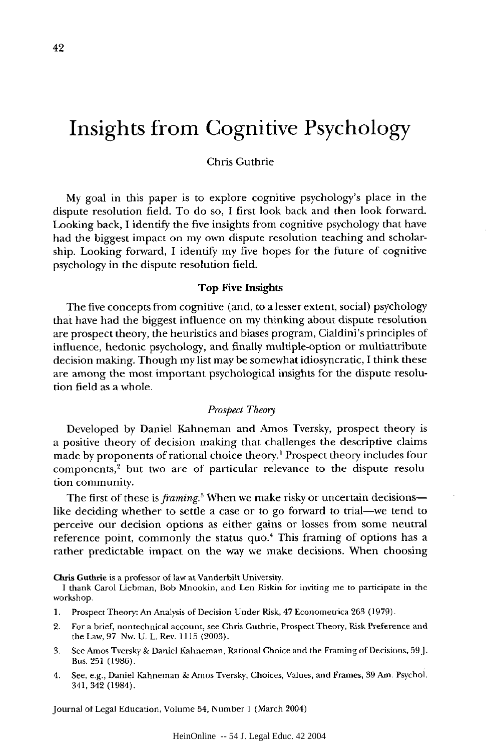# Insights from Cognitive Psychology

Chris Guthrie

My goal in this paper is to explore cognitive psychology's place in the dispute resolution field. To do so, I first look back and then look forward. Looking back, I identify the five insights from cognitive psychology that have had the biggest impact on my own dispute resolution teaching and scholarship. Looking forward, I identify my five hopes for the future of cognitive psychology in the dispute resolution field.

### Top Five Insights

The five concepts from cognitive (and, to a lesser extent, social) psychology that have had the biggest influence on my thinking about dispute resolution are prospect theory, the heuristics and biases program, Cialdini's principles of influence, hedonic psychology, and finally multiple-option or multiattribute decision making. Though my list may be somewhat idiosyncratic, I think these are among the most important psychological insights for the dispute resolution field as a whole.

#### *Prospect Theory*

Developed by Daniel Kahneman and Amos Tversky, prospect theory is a positive theory of decision making that challenges the descriptive claims made by proponents of rational choice theory.[1] Prospect theory includes four components,[2] but two are of particular relevance to the dispute resolution community.

The first of these is *framing*.[3] When we make risky or uncertain decisions—like deciding whether to settle a case or to go forward to trial—we tend to perceive our decision options as either gains or losses from some neutral reference point, commonly the status quo.[4] This framing of options has a rather predictable impact on the way we make decisions. When choosing

**Chris Guthrie** is a professor of law at Vanderbilt University.

I thank Carol Liebman, Bob Mnookin, and Len Riskin for inviting me to participate in the workshop.

1. Prospect Theory: An Analysis of Decision Under Risk, 47 Econometrica 263 (1979).
2. For a brief, nontechnical account, see Chris Guthrie, Prospect Theory, Risk Preference and the Law, 97 Nw. U. L. Rev. 1115 (2003).
3. See Amos Tversky & Daniel Kahneman, Rational Choice and the Framing of Decisions, 59 J. Bus. 251 (1986).
4. See, e.g., Daniel Kahneman & Amos Tversky, Choices, Values, and Frames, 39 Am. Psychol. 341, 342 (1984).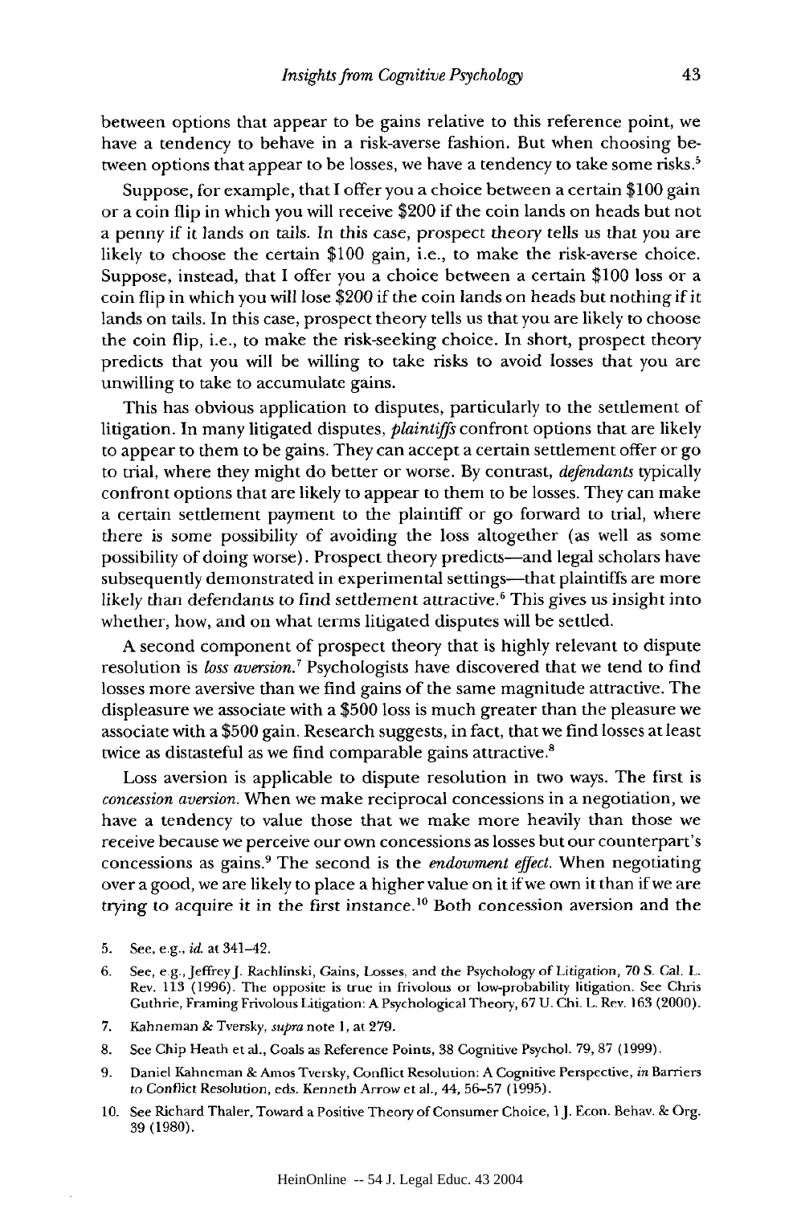between options that appear to be gains relative to this reference point, we have a tendency to behave in a risk-averse fashion. But when choosing between options that appear to be losses, we have a tendency to take some risks.[5]

Suppose, for example, that I offer you a choice between a certain $100 gain or a coin flip in which you will receive $200 if the coin lands on heads but not a penny if it lands on tails. In this case, prospect theory tells us that you are likely to choose the certain $100 gain, i.e., to make the risk-averse choice. Suppose, instead, that I offer you a choice between a certain $100 loss or a coin flip in which you will lose $200 if the coin lands on heads but nothing if it lands on tails. In this case, prospect theory tells us that you are likely to choose the coin flip, i.e., to make the risk-seeking choice. In short, prospect theory predicts that you will be willing to take risks to avoid losses that you are unwilling to take to accumulate gains.

This has obvious application to disputes, particularly to the settlement of litigation. In many litigated disputes, *plaintiffs* confront options that are likely to appear to them to be gains. They can accept a certain settlement offer or go to trial, where they might do better or worse. By contrast, *defendants* typically confront options that are likely to appear to them to be losses. They can make a certain settlement payment to the plaintiff or go forward to trial, where there is some possibility of avoiding the loss altogether (as well as some possibility of doing worse). Prospect theory predicts—and legal scholars have subsequently demonstrated in experimental settings—that plaintiffs are more likely than defendants to find settlement attractive.[6] This gives us insight into whether, how, and on what terms litigated disputes will be settled.

A second component of prospect theory that is highly relevant to dispute resolution is *loss aversion.*[7] Psychologists have discovered that we tend to find losses more aversive than we find gains of the same magnitude attractive. The displeasure we associate with a $500 loss is much greater than the pleasure we associate with a $500 gain. Research suggests, in fact, that we find losses at least twice as distasteful as we find comparable gains attractive.[8]

Loss aversion is applicable to dispute resolution in two ways. The first is *concession aversion.* When we make reciprocal concessions in a negotiation, we have a tendency to value those that we make more heavily than those we receive because we perceive our own concessions as losses but our counterpart's concessions as gains.[9] The second is the *endowment effect.* When negotiating over a good, we are likely to place a higher value on it if we own it than if we are trying to acquire it in the first instance.[10] Both concession aversion and the

5. See, e.g., *id.* at 341–42.

6. See, e.g., Jeffrey J. Rachlinski, Gains, Losses, and the Psychology of Litigation, 70 S. Cal. L. Rev. 113 (1996). The opposite is true in frivolous or low-probability litigation. See Chris Guthrie, Framing Frivolous Litigation: A Psychological Theory, 67 U. Chi. L. Rev. 163 (2000).

7. Kahneman & Tversky, *supra* note 1, at 279.

8. See Chip Heath et al., Goals as Reference Points, 38 Cognitive Psychol. 79, 87 (1999).

9. Daniel Kahneman & Amos Tversky, Conflict Resolution: A Cognitive Perspective, *in* Barriers to Conflict Resolution, eds. Kenneth Arrow et al., 44, 56–57 (1995).

10. See Richard Thaler, Toward a Positive Theory of Consumer Choice, 1 J. Econ. Behav. & Org. 39 (1980).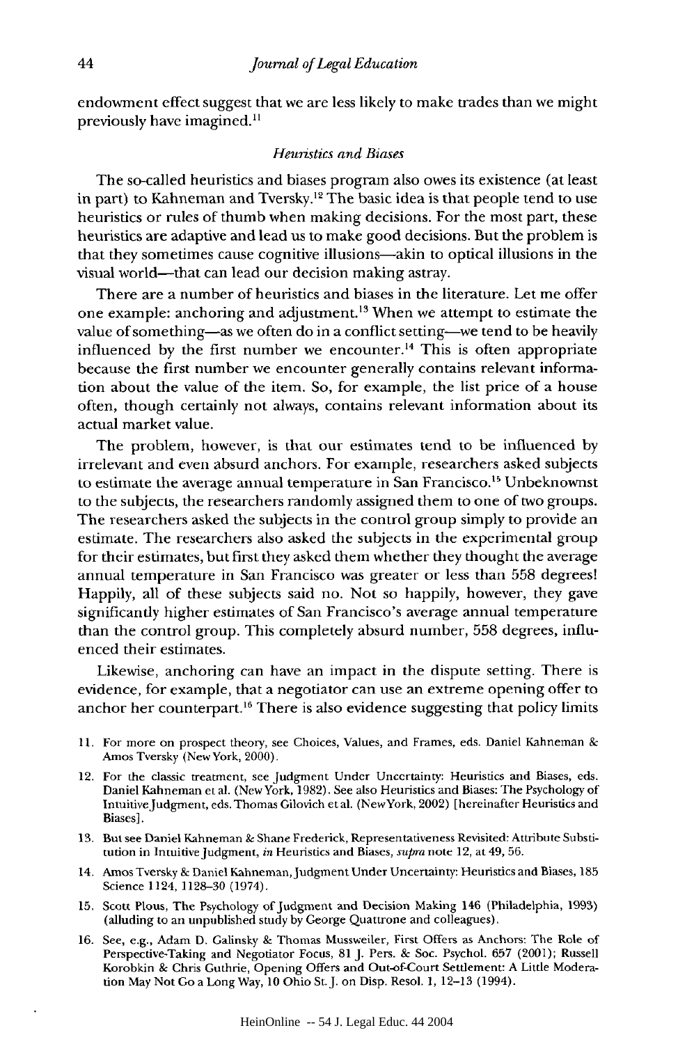endowment effect suggest that we are less likely to make trades than we might previously have imagined.[11]

### *Heuristics and Biases*

The so-called heuristics and biases program also owes its existence (at least in part) to Kahneman and Tversky.[12] The basic idea is that people tend to use heuristics or rules of thumb when making decisions. For the most part, these heuristics are adaptive and lead us to make good decisions. But the problem is that they sometimes cause cognitive illusions—akin to optical illusions in the visual world—that can lead our decision making astray.

There are a number of heuristics and biases in the literature. Let me offer one example: anchoring and adjustment.[13] When we attempt to estimate the value of something—as we often do in a conflict setting—we tend to be heavily influenced by the first number we encounter.[14] This is often appropriate because the first number we encounter generally contains relevant information about the value of the item. So, for example, the list price of a house often, though certainly not always, contains relevant information about its actual market value.

The problem, however, is that our estimates tend to be influenced by irrelevant and even absurd anchors. For example, researchers asked subjects to estimate the average annual temperature in San Francisco.[15] Unbeknownst to the subjects, the researchers randomly assigned them to one of two groups. The researchers asked the subjects in the control group simply to provide an estimate. The researchers also asked the subjects in the experimental group for their estimates, but first they asked them whether they thought the average annual temperature in San Francisco was greater or less than 558 degrees! Happily, all of these subjects said no. Not so happily, however, they gave significantly higher estimates of San Francisco's average annual temperature than the control group. This completely absurd number, 558 degrees, influenced their estimates.

Likewise, anchoring can have an impact in the dispute setting. There is evidence, for example, that a negotiator can use an extreme opening offer to anchor her counterpart.[16] There is also evidence suggesting that policy limits

11. For more on prospect theory, see Choices, Values, and Frames, eds. Daniel Kahneman & Amos Tversky (New York, 2000).

12. For the classic treatment, see Judgment Under Uncertainty: Heuristics and Biases, eds. Daniel Kahneman et al. (New York, 1982). See also Heuristics and Biases: The Psychology of Intuitive Judgment, eds. Thomas Gilovich et al. (New York, 2002) [hereinafter Heuristics and Biases].

13. But see Daniel Kahneman & Shane Frederick, Representativeness Revisited: Attribute Substitution in Intuitive Judgment, *in* Heuristics and Biases, *supra* note 12, at 49, 56.

14. Amos Tversky & Daniel Kahneman, Judgment Under Uncertainty: Heuristics and Biases, 185 Science 1124, 1128–30 (1974).

15. Scott Plous, The Psychology of Judgment and Decision Making 146 (Philadelphia, 1993) (alluding to an unpublished study by George Quattrone and colleagues).

16. See, e.g., Adam D. Galinsky & Thomas Mussweiler, First Offers as Anchors: The Role of Perspective-Taking and Negotiator Focus, 81 J. Pers. & Soc. Psychol. 657 (2001); Russell Korobkin & Chris Guthrie, Opening Offers and Out-of-Court Settlement: A Little Moderation May Not Go a Long Way, 10 Ohio St. J. on Disp. Resol. 1, 12–13 (1994).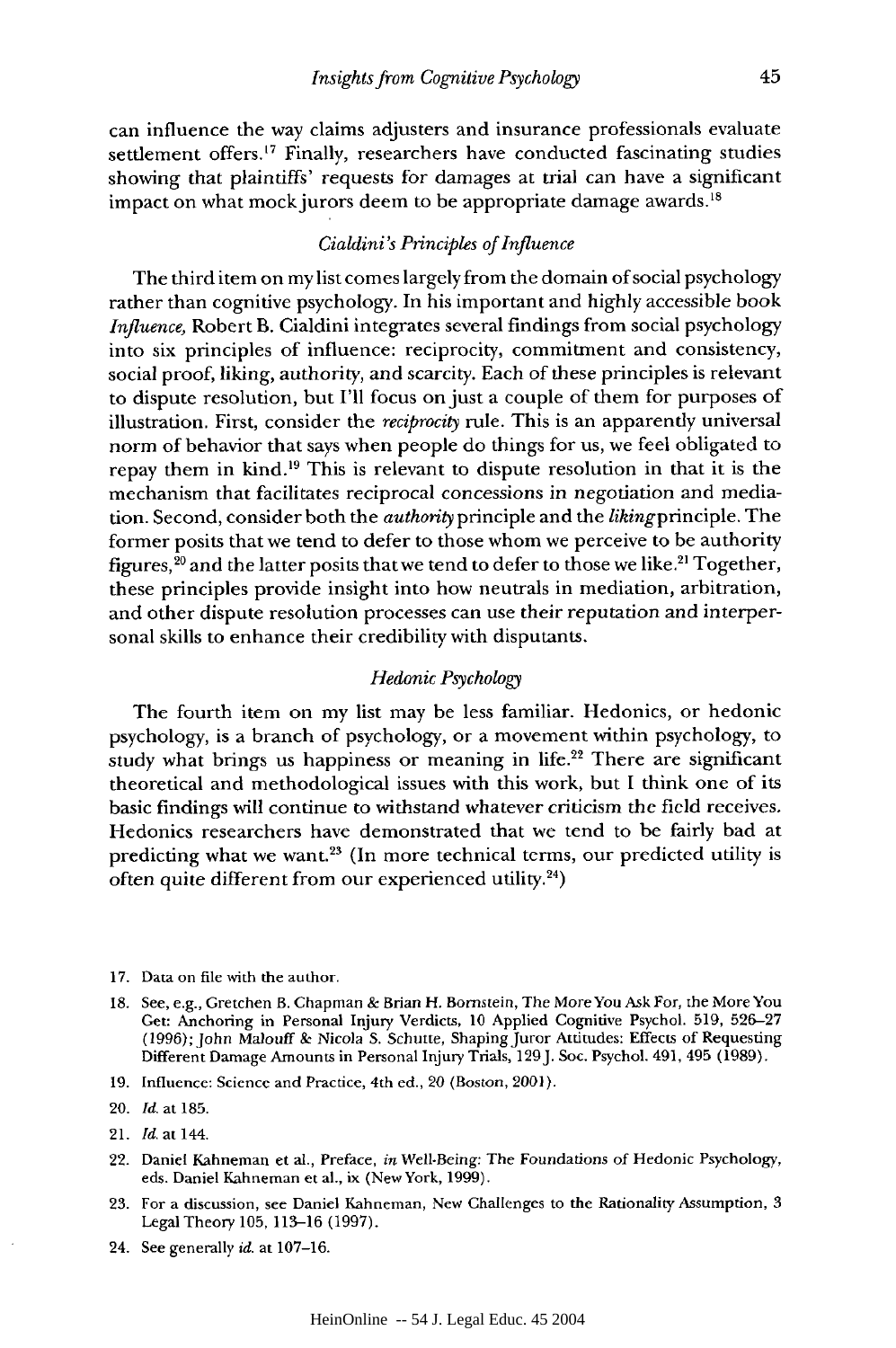can influence the way claims adjusters and insurance professionals evaluate settlement offers.[17] Finally, researchers have conducted fascinating studies showing that plaintiffs' requests for damages at trial can have a significant impact on what mock jurors deem to be appropriate damage awards.[18]

### *Cialdini's Principles of Influence*

The third item on my list comes largely from the domain of social psychology rather than cognitive psychology. In his important and highly accessible book *Influence,* Robert B. Cialdini integrates several findings from social psychology into six principles of influence: reciprocity, commitment and consistency, social proof, liking, authority, and scarcity. Each of these principles is relevant to dispute resolution, but I'll focus on just a couple of them for purposes of illustration. First, consider the *reciprocity* rule. This is an apparently universal norm of behavior that says when people do things for us, we feel obligated to repay them in kind.[19] This is relevant to dispute resolution in that it is the mechanism that facilitates reciprocal concessions in negotiation and mediation. Second, consider both the *authority* principle and the *liking* principle. The former posits that we tend to defer to those whom we perceive to be authority figures,[20] and the latter posits that we tend to defer to those we like.[21] Together, these principles provide insight into how neutrals in mediation, arbitration, and other dispute resolution processes can use their reputation and interpersonal skills to enhance their credibility with disputants.

### *Hedonic Psychology*

The fourth item on my list may be less familiar. Hedonics, or hedonic psychology, is a branch of psychology, or a movement within psychology, to study what brings us happiness or meaning in life.[22] There are significant theoretical and methodological issues with this work, but I think one of its basic findings will continue to withstand whatever criticism the field receives. Hedonics researchers have demonstrated that we tend to be fairly bad at predicting what we want.[23] (In more technical terms, our predicted utility is often quite different from our experienced utility.[24])

---

17. Data on file with the author.

18. See, e.g., Gretchen B. Chapman & Brian H. Bornstein, The More You Ask For, the More You Get: Anchoring in Personal Injury Verdicts, 10 Applied Cognitive Psychol. 519, 526–27 (1996); John Malouff & Nicola S. Schutte, Shaping Juror Attitudes: Effects of Requesting Different Damage Amounts in Personal Injury Trials, 129 J. Soc. Psychol. 491, 495 (1989).

19. Influence: Science and Practice, 4th ed., 20 (Boston, 2001).

20. *Id.* at 185.

21. *Id.* at 144.

22. Daniel Kahneman et al., Preface, *in* Well-Being: The Foundations of Hedonic Psychology, eds. Daniel Kahneman et al., ix (New York, 1999).

23. For a discussion, see Daniel Kahneman, New Challenges to the Rationality Assumption, 3 Legal Theory 105, 113–16 (1997).

24. See generally *id.* at 107–16.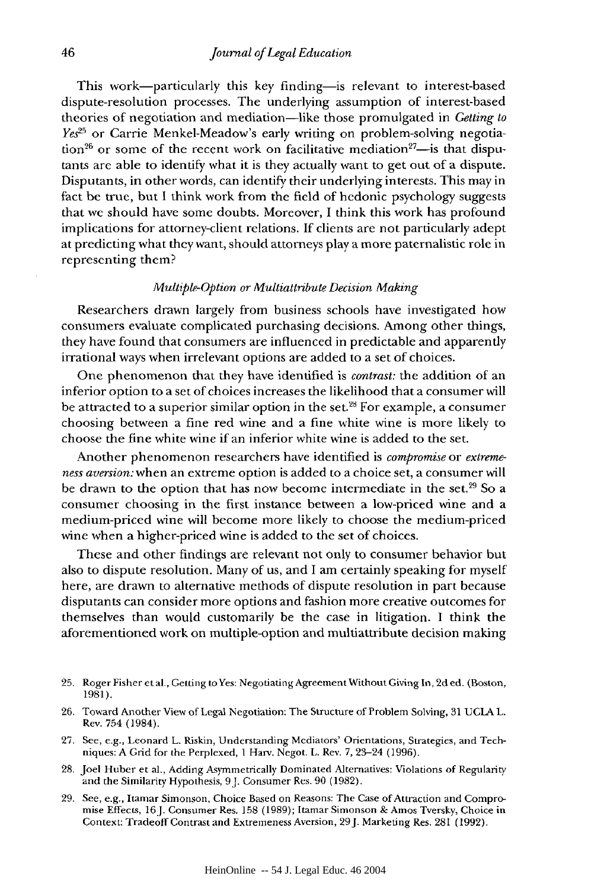This work—particularly this key finding—is relevant to interest-based dispute-resolution processes. The underlying assumption of interest-based theories of negotiation and mediation—like those promulgated in *Getting to Yes*[25] or Carrie Menkel-Meadow's early writing on problem-solving negotiation[26] or some of the recent work on facilitative mediation[27]—is that disputants are able to identify what it is they actually want to get out of a dispute. Disputants, in other words, can identify their underlying interests. This may in fact be true, but I think work from the field of hedonic psychology suggests that we should have some doubts. Moreover, I think this work has profound implications for attorney-client relations. If clients are not particularly adept at predicting what they want, should attorneys play a more paternalistic role in representing them?

### *Multiple-Option or Multiattribute Decision Making*

Researchers drawn largely from business schools have investigated how consumers evaluate complicated purchasing decisions. Among other things, they have found that consumers are influenced in predictable and apparently irrational ways when irrelevant options are added to a set of choices.

One phenomenon that they have identified is *contrast:* the addition of an inferior option to a set of choices increases the likelihood that a consumer will be attracted to a superior similar option in the set.[28] For example, a consumer choosing between a fine red wine and a fine white wine is more likely to choose the fine white wine if an inferior white wine is added to the set.

Another phenomenon researchers have identified is *compromise* or *extremeness aversion:* when an extreme option is added to a choice set, a consumer will be drawn to the option that has now become intermediate in the set.[29] So a consumer choosing in the first instance between a low-priced wine and a medium-priced wine will become more likely to choose the medium-priced wine when a higher-priced wine is added to the set of choices.

These and other findings are relevant not only to consumer behavior but also to dispute resolution. Many of us, and I am certainly speaking for myself here, are drawn to alternative methods of dispute resolution in part because disputants can consider more options and fashion more creative outcomes for themselves than would customarily be the case in litigation. I think the aforementioned work on multiple-option and multiattribute decision making

25. Roger Fisher et al., Getting to Yes: Negotiating Agreement Without Giving In, 2d ed. (Boston, 1981).

26. Toward Another View of Legal Negotiation: The Structure of Problem Solving, 31 UCLA L. Rev. 754 (1984).

27. See, e.g., Leonard L. Riskin, Understanding Mediators' Orientations, Strategies, and Techniques: A Grid for the Perplexed, 1 Harv. Negot. L. Rev. 7, 23–24 (1996).

28. Joel Huber et al., Adding Asymmetrically Dominated Alternatives: Violations of Regularity and the Similarity Hypothesis, 9 J. Consumer Res. 90 (1982).

29. See, e.g., Itamar Simonson, Choice Based on Reasons: The Case of Attraction and Compromise Effects, 16 J. Consumer Res. 158 (1989); Itamar Simonson & Amos Tversky, Choice in Context: Tradeoff Contrast and Extremeness Aversion, 29 J. Marketing Res. 281 (1992).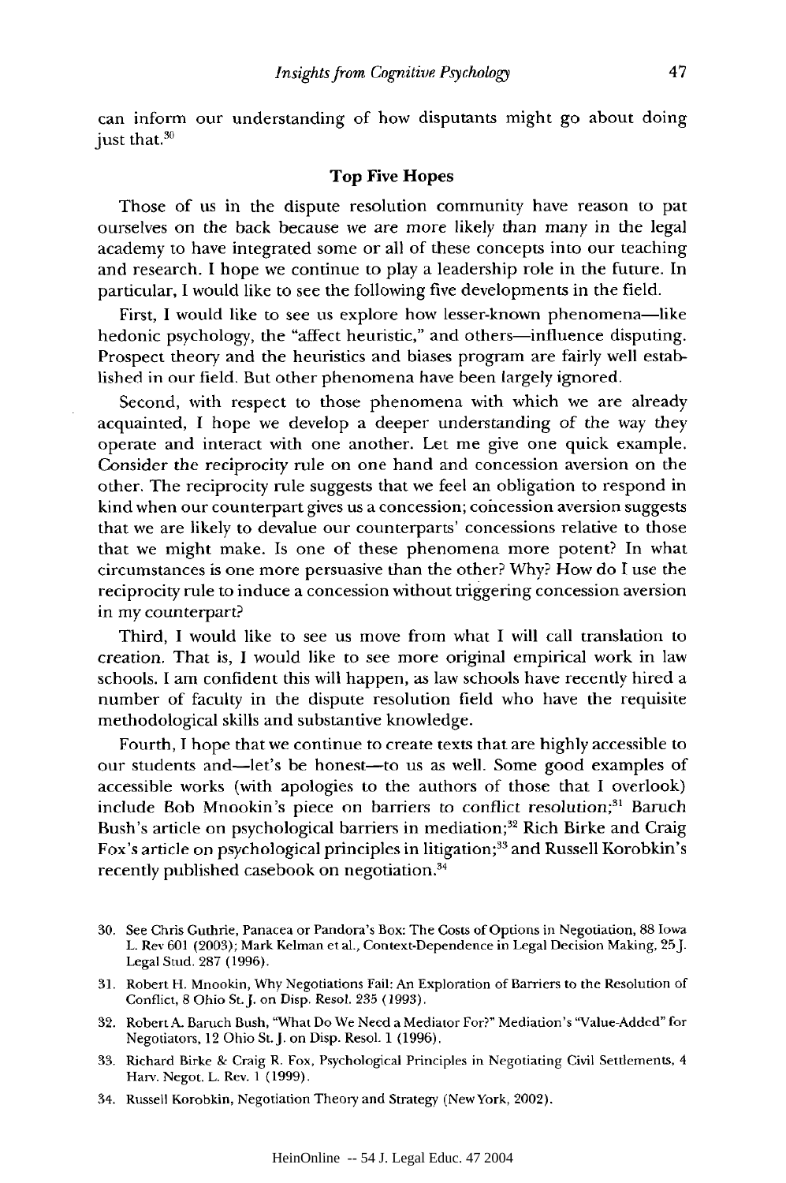can inform our understanding of how disputants might go about doing just that.[30]

## Top Five Hopes

Those of us in the dispute resolution community have reason to pat ourselves on the back because we are more likely than many in the legal academy to have integrated some or all of these concepts into our teaching and research. I hope we continue to play a leadership role in the future. In particular, I would like to see the following five developments in the field.

First, I would like to see us explore how lesser-known phenomena—like hedonic psychology, the "affect heuristic," and others—influence disputing. Prospect theory and the heuristics and biases program are fairly well established in our field. But other phenomena have been largely ignored.

Second, with respect to those phenomena with which we are already acquainted, I hope we develop a deeper understanding of the way they operate and interact with one another. Let me give one quick example. Consider the reciprocity rule on one hand and concession aversion on the other. The reciprocity rule suggests that we feel an obligation to respond in kind when our counterpart gives us a concession; concession aversion suggests that we are likely to devalue our counterparts' concessions relative to those that we might make. Is one of these phenomena more potent? In what circumstances is one more persuasive than the other? Why? How do I use the reciprocity rule to induce a concession without triggering concession aversion in my counterpart?

Third, I would like to see us move from what I will call translation to creation. That is, I would like to see more original empirical work in law schools. I am confident this will happen, as law schools have recently hired a number of faculty in the dispute resolution field who have the requisite methodological skills and substantive knowledge.

Fourth, I hope that we continue to create texts that are highly accessible to our students and—let's be honest—to us as well. Some good examples of accessible works (with apologies to the authors of those that I overlook) include Bob Mnookin's piece on barriers to conflict resolution;[31] Baruch Bush's article on psychological barriers in mediation;[32] Rich Birke and Craig Fox's article on psychological principles in litigation;[33] and Russell Korobkin's recently published casebook on negotiation.[34]

---

30. See Chris Guthrie, Panacea or Pandora's Box: The Costs of Options in Negotiation, 88 Iowa L. Rev 601 (2003); Mark Kelman et al., Context-Dependence in Legal Decision Making, 25 J. Legal Stud. 287 (1996).

31. Robert H. Mnookin, Why Negotiations Fail: An Exploration of Barriers to the Resolution of Conflict, 8 Ohio St. J. on Disp. Resol. 235 (1993).

32. Robert A. Baruch Bush, "What Do We Need a Mediator For?" Mediation's "Value-Added" for Negotiators, 12 Ohio St. J. on Disp. Resol. 1 (1996).

33. Richard Birke & Craig R. Fox, Psychological Principles in Negotiating Civil Settlements, 4 Harv. Negot. L. Rev. 1 (1999).

34. Russell Korobkin, Negotiation Theory and Strategy (New York, 2002).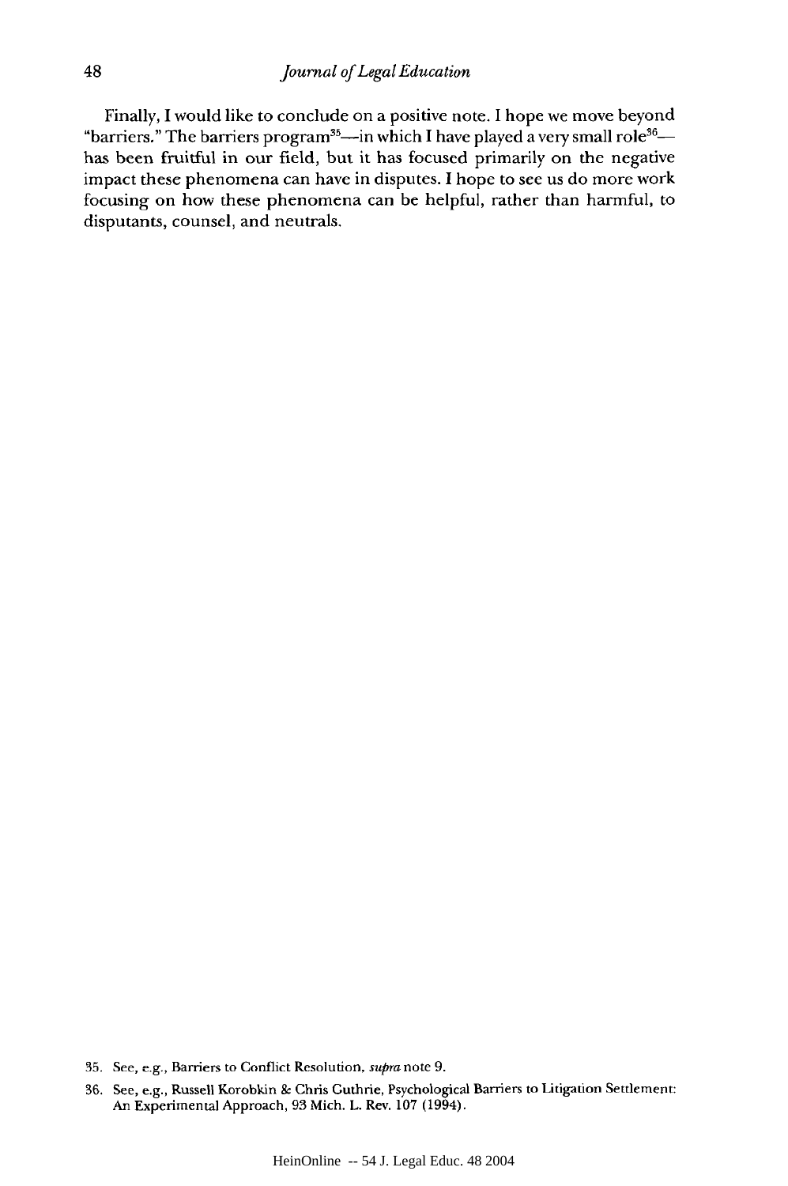Finally, I would like to conclude on a positive note. I hope we move beyond "barriers." The barriers program[35]—in which I have played a very small role[36]—has been fruitful in our field, but it has focused primarily on the negative impact these phenomena can have in disputes. I hope to see us do more work focusing on how these phenomena can be helpful, rather than harmful, to disputants, counsel, and neutrals.

35. See, e.g., Barriers to Conflict Resolution, *supra* note 9.

36. See, e.g., Russell Korobkin & Chris Guthrie, Psychological Barriers to Litigation Settlement: An Experimental Approach, 93 Mich. L. Rev. 107 (1994).